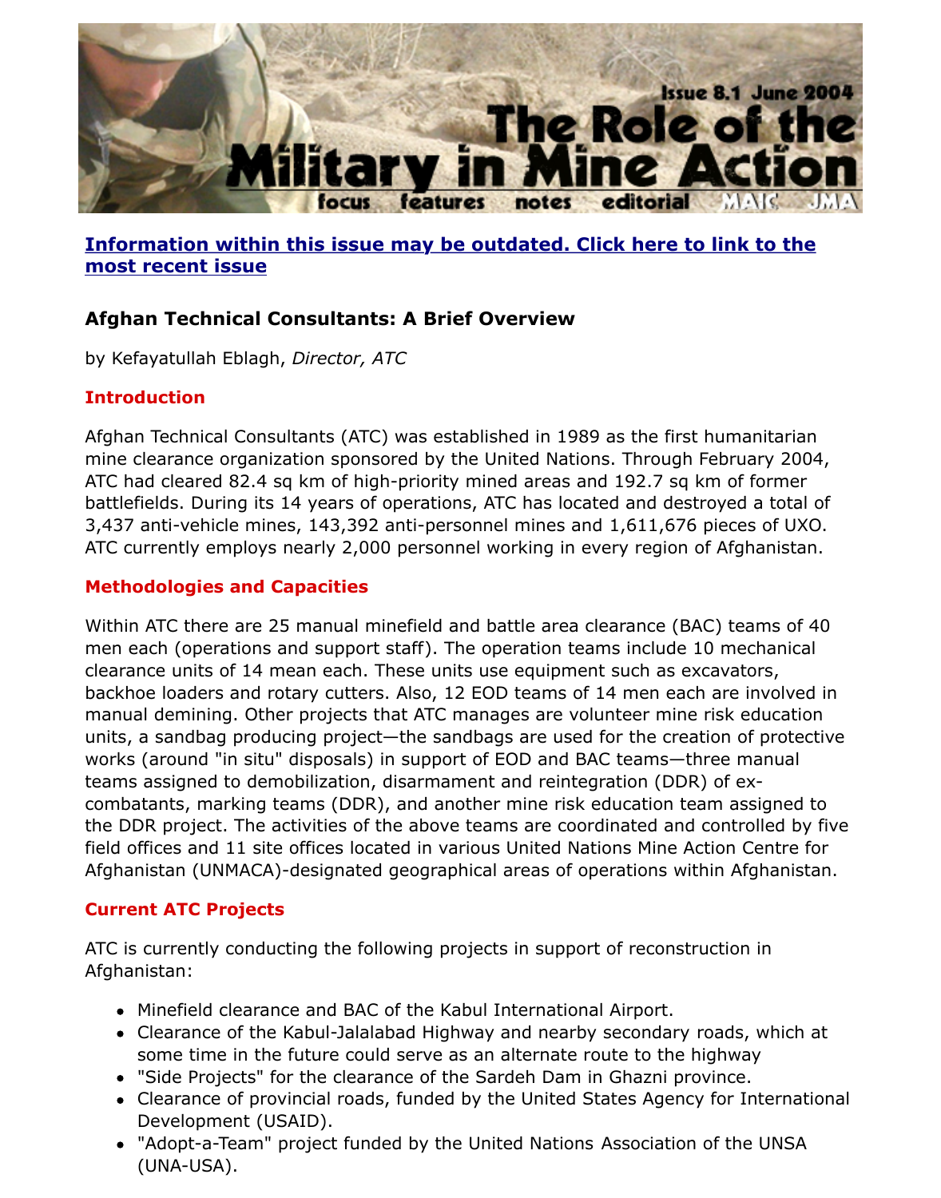Information within this issue may be outdated. Click here to link to the most recent issue

## Afghan Technical Consultants: A Brief Overview

by Kefayatullah Eblagh, *Director, ATC*

### Introduction

Afghan Technical Consultants (ATC) was established in 1989 as the first humanitarian mine clearance organization sponsored by the United Nations. Through February 2004, ATC had cleared 82.4 sq km of high-priority mined areas and 192.7 sq km of former battlefields. During its 14 years of operations, ATC has located and destroyed a total of 3,437 anti-vehicle mines, 143,392 anti-personnel mines and 1,611,676 pieces of UXO. ATC currently employs nearly 2,000 personnel working in every region of Afghanistan.

### Methodologies and Capacities

Within ATC there are 25 manual minefield and battle area clearance (BAC) teams of 40 men each (operations and support staff). The operation teams include 10 mechanical clearance units of 14 mean each. These units use equipment such as excavators, backhoe loaders and rotary cutters. Also, 12 EOD teams of 14 men each are involved in manual demining. Other projects that ATC manages are volunteer mine risk education units, a sandbag producing project—the sandbags are used for the creation of protective works (around "in situ" disposals) in support of EOD and BAC teams—three manual teams assigned to demobilization, disarmament and reintegration (DDR) of ex-combatants, marking teams (DDR), and another mine risk education team assigned to the DDR project. The activities of the above teams are coordinated and controlled by five field offices and 11 site offices located in various United Nations Mine Action Centre for Afghanistan (UNMACA)-designated geographical areas of operations within Afghanistan.

### Current ATC Projects

ATC is currently conducting the following projects in support of reconstruction in Afghanistan:

- Minefield clearance and BAC of the Kabul International Airport.
- Clearance of the Kabul-Jalalabad Highway and nearby secondary roads, which at some time in the future could serve as an alternate route to the highway
- "Side Projects" for the clearance of the Sardeh Dam in Ghazni province.
- Clearance of provincial roads, funded by the United States Agency for International Development (USAID).
- "Adopt-a-Team" project funded by the United Nations Association of the UNSA (UNA-USA).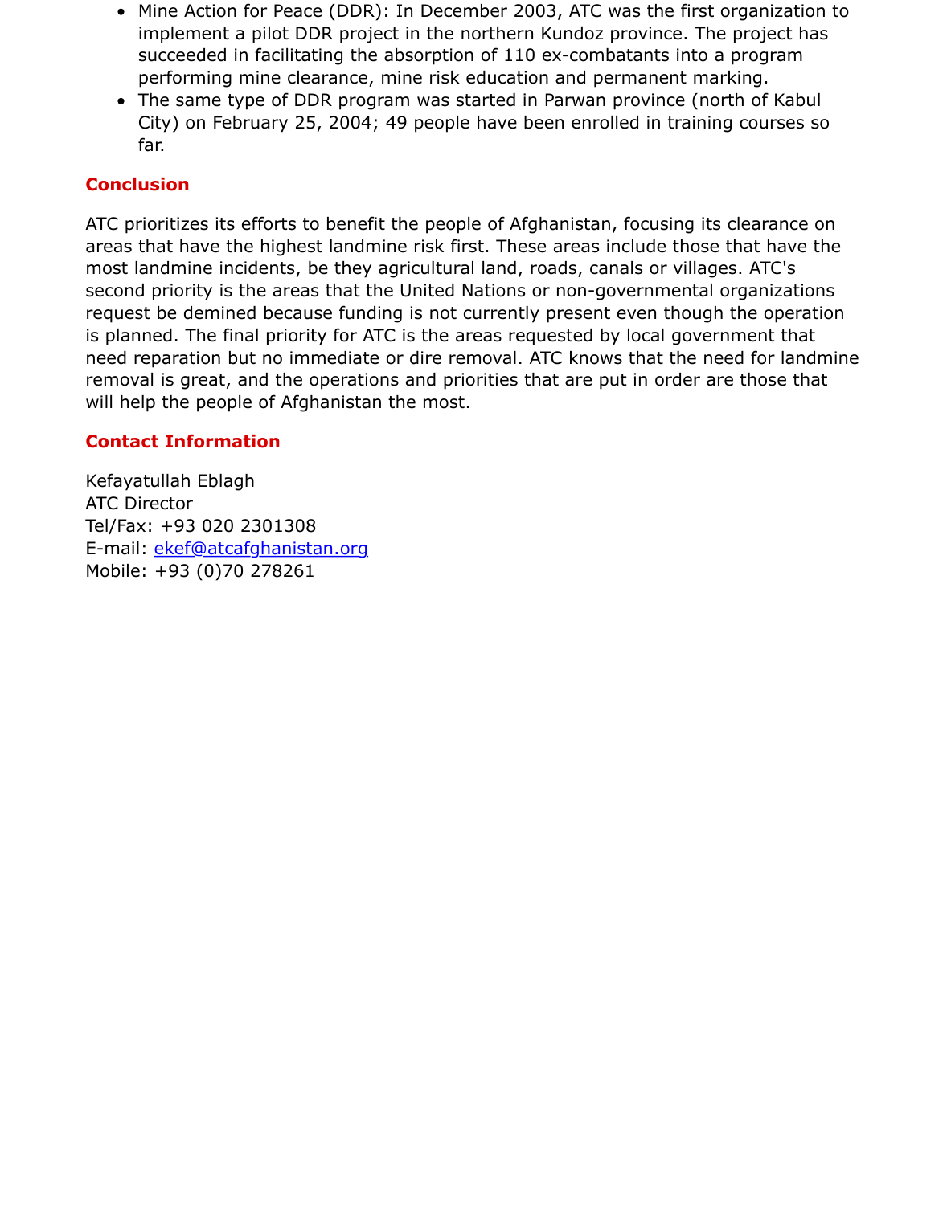- Mine Action for Peace (DDR): In December 2003, ATC was the first organization to implement a pilot DDR project in the northern Kundoz province. The project has succeeded in facilitating the absorption of 110 ex-combatants into a program performing mine clearance, mine risk education and permanent marking.
- The same type of DDR program was started in Parwan province (north of Kabul City) on February 25, 2004; 49 people have been enrolled in training courses so far.

## Conclusion

ATC prioritizes its efforts to benefit the people of Afghanistan, focusing its clearance on areas that have the highest landmine risk first. These areas include those that have the most landmine incidents, be they agricultural land, roads, canals or villages. ATC's second priority is the areas that the United Nations or non-governmental organizations request be demined because funding is not currently present even though the operation is planned. The final priority for ATC is the areas requested by local government that need reparation but no immediate or dire removal. ATC knows that the need for landmine removal is great, and the operations and priorities that are put in order are those that will help the people of Afghanistan the most.

## Contact Information

Kefayatullah Eblagh
ATC Director
Tel/Fax: +93 020 2301308
E-mail: ekef@atcafghanistan.org
Mobile: +93 (0)70 278261